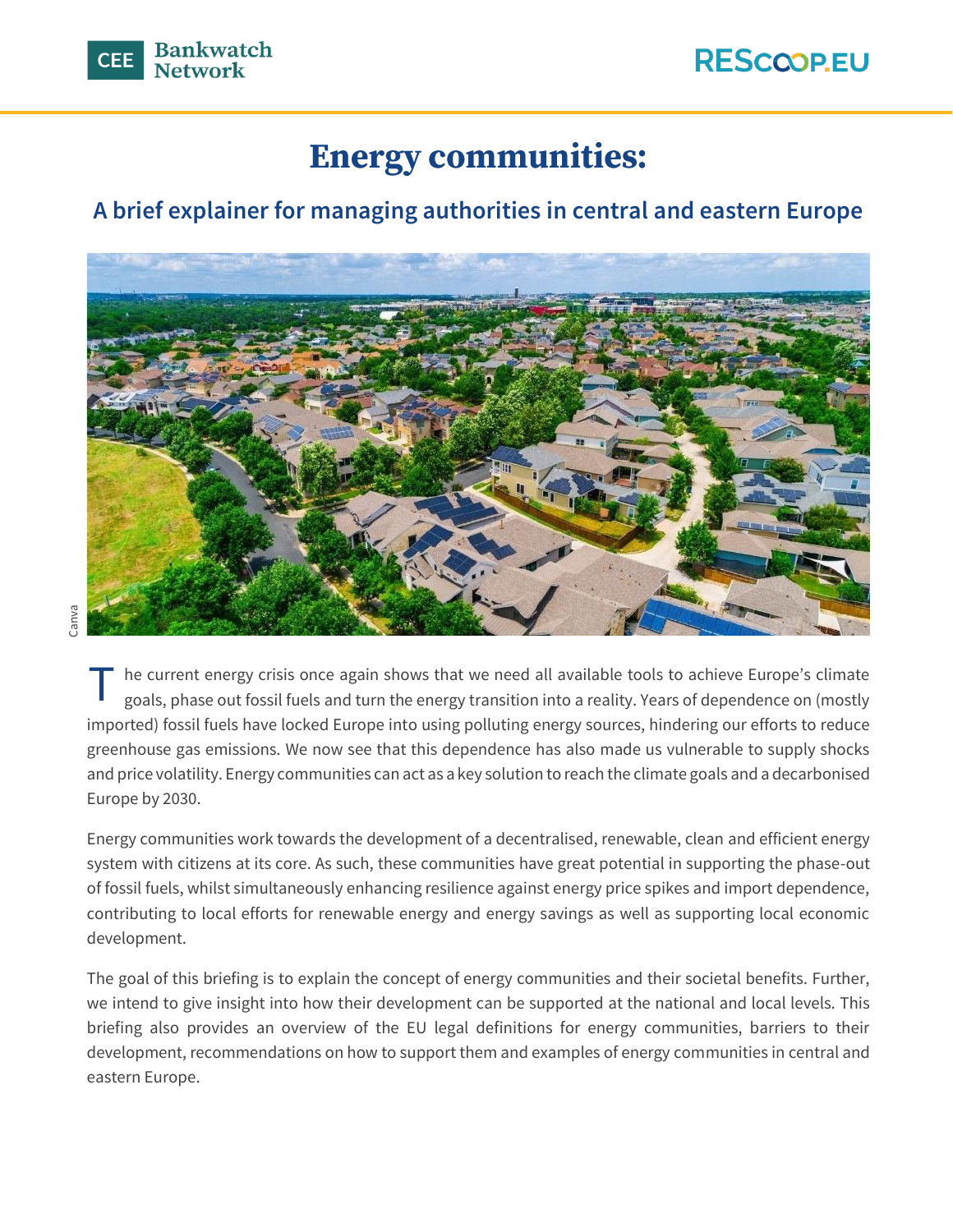# Energy communities:

## A brief explainer for managing authorities in central and eastern Europe

Canva

The current energy crisis once again shows that we need all available tools to achieve Europe's climate goals, phase out fossil fuels and turn the energy transition into a reality. Years of dependence on (mostly imported) fossil fuels have locked Europe into using polluting energy sources, hindering our efforts to reduce greenhouse gas emissions. We now see that this dependence has also made us vulnerable to supply shocks and price volatility. Energy communities can act as a key solution to reach the climate goals and a decarbonised Europe by 2030.

Energy communities work towards the development of a decentralised, renewable, clean and efficient energy system with citizens at its core. As such, these communities have great potential in supporting the phase-out of fossil fuels, whilst simultaneously enhancing resilience against energy price spikes and import dependence, contributing to local efforts for renewable energy and energy savings as well as supporting local economic development.

The goal of this briefing is to explain the concept of energy communities and their societal benefits. Further, we intend to give insight into how their development can be supported at the national and local levels. This briefing also provides an overview of the EU legal definitions for energy communities, barriers to their development, recommendations on how to support them and examples of energy communities in central and eastern Europe.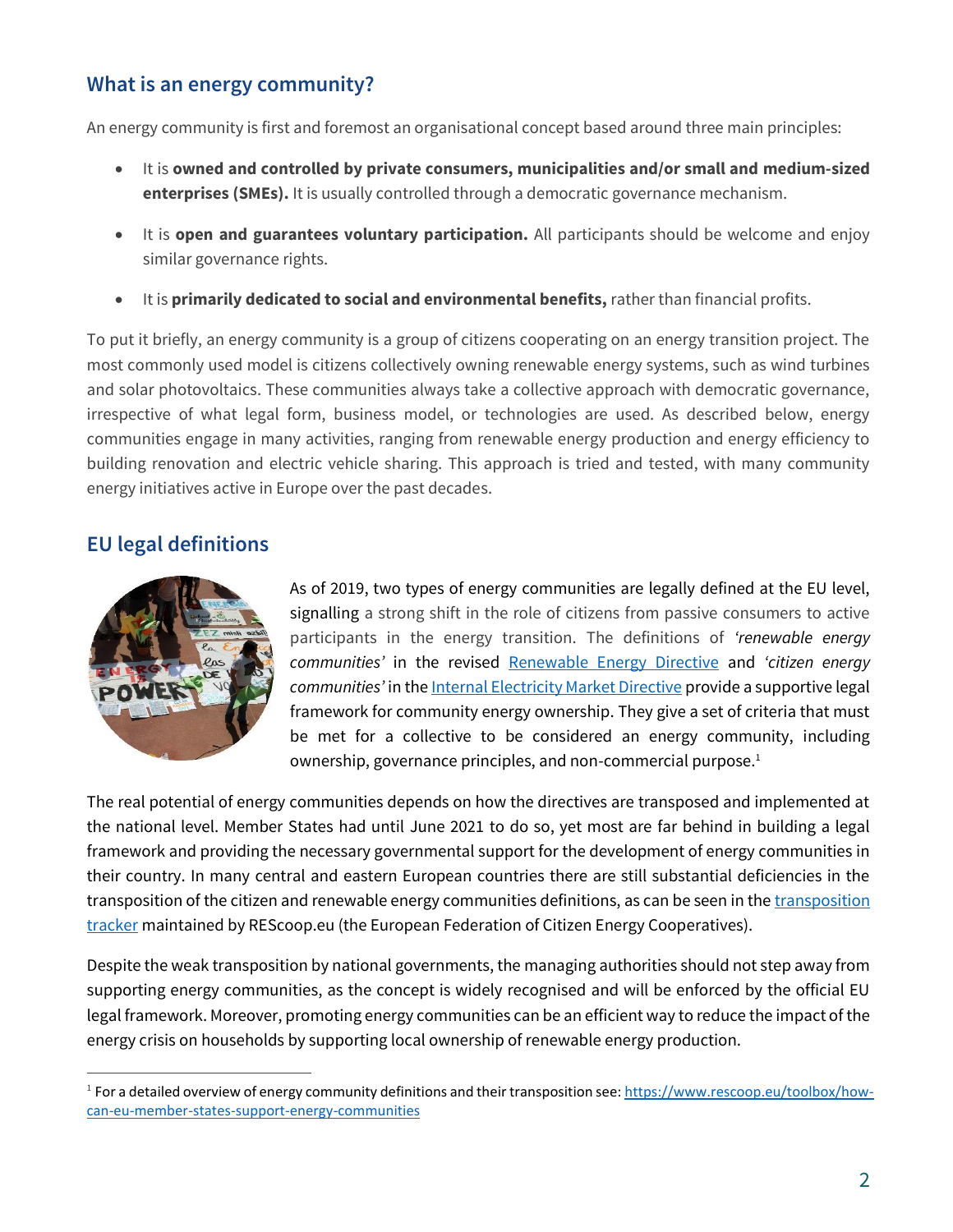## What is an energy community?

An energy community is first and foremost an organisational concept based around three main principles:

- It is **owned and controlled by private consumers, municipalities and/or small and medium-sized enterprises (SMEs).** It is usually controlled through a democratic governance mechanism.
- It is **open and guarantees voluntary participation.** All participants should be welcome and enjoy similar governance rights.
- It is **primarily dedicated to social and environmental benefits,** rather than financial profits.

To put it briefly, an energy community is a group of citizens cooperating on an energy transition project. The most commonly used model is citizens collectively owning renewable energy systems, such as wind turbines and solar photovoltaics. These communities always take a collective approach with democratic governance, irrespective of what legal form, business model, or technologies are used. As described below, energy communities engage in many activities, ranging from renewable energy production and energy efficiency to building renovation and electric vehicle sharing. This approach is tried and tested, with many community energy initiatives active in Europe over the past decades.

## EU legal definitions

As of 2019, two types of energy communities are legally defined at the EU level, signalling a strong shift in the role of citizens from passive consumers to active participants in the energy transition. The definitions of *'renewable energy communities'* in the revised [Renewable Energy Directive]() and *'citizen energy communities'* in the [Internal Electricity Market Directive]() provide a supportive legal framework for community energy ownership. They give a set of criteria that must be met for a collective to be considered an energy community, including ownership, governance principles, and non-commercial purpose.[1]

The real potential of energy communities depends on how the directives are transposed and implemented at the national level. Member States had until June 2021 to do so, yet most are far behind in building a legal framework and providing the necessary governmental support for the development of energy communities in their country. In many central and eastern European countries there are still substantial deficiencies in the transposition of the citizen and renewable energy communities definitions, as can be seen in the [transposition tracker]() maintained by REScoop.eu (the European Federation of Citizen Energy Cooperatives).

Despite the weak transposition by national governments, the managing authorities should not step away from supporting energy communities, as the concept is widely recognised and will be enforced by the official EU legal framework. Moreover, promoting energy communities can be an efficient way to reduce the impact of the energy crisis on households by supporting local ownership of renewable energy production.

[1] For a detailed overview of energy community definitions and their transposition see: https://www.rescoop.eu/toolbox/how-can-eu-member-states-support-energy-communities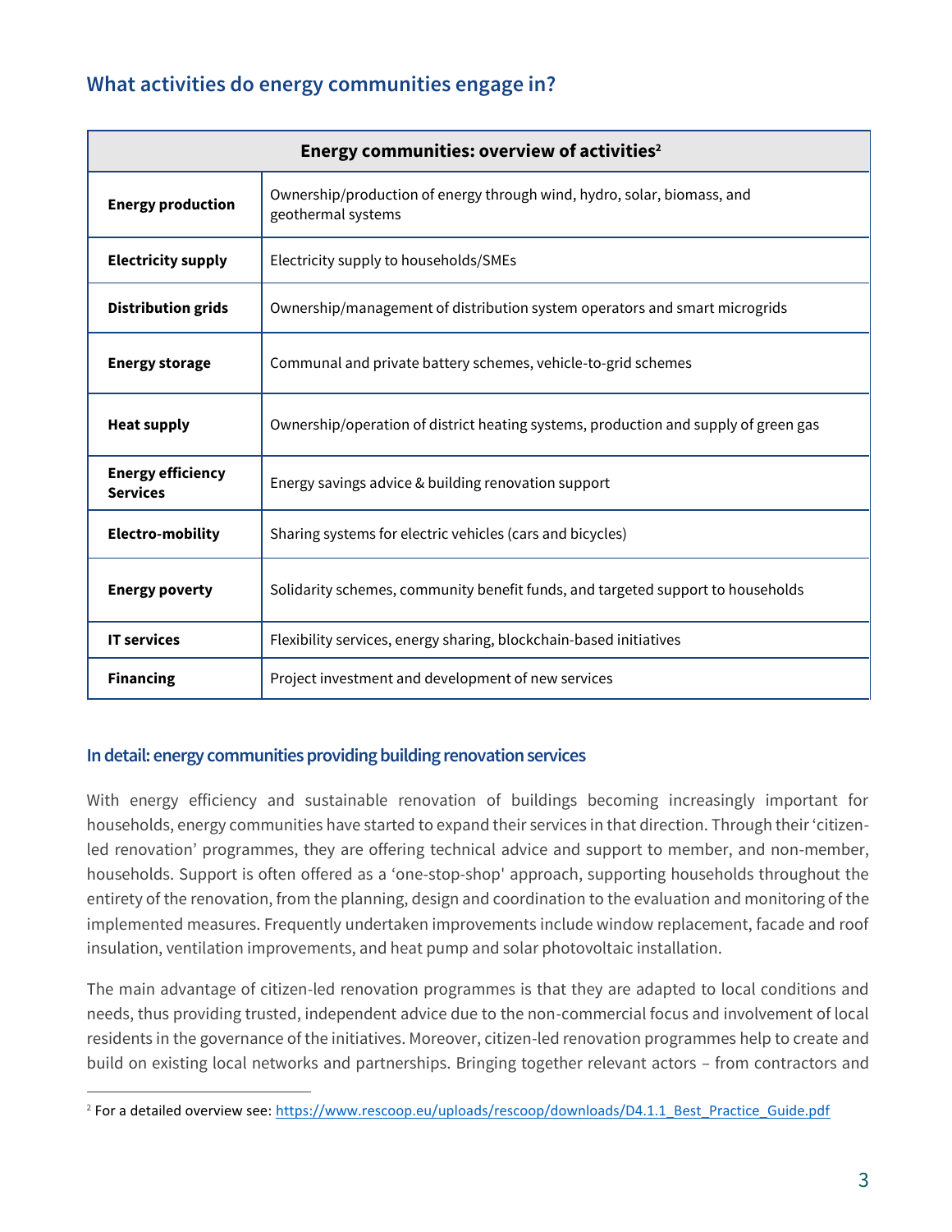## What activities do energy communities engage in?

| Energy communities: overview of activities[2] | |
|---|---|
| **Energy production** | Ownership/production of energy through wind, hydro, solar, biomass, and geothermal systems |
| **Electricity supply** | Electricity supply to households/SMEs |
| **Distribution grids** | Ownership/management of distribution system operators and smart microgrids |
| **Energy storage** | Communal and private battery schemes, vehicle-to-grid schemes |
| **Heat supply** | Ownership/operation of district heating systems, production and supply of green gas |
| **Energy efficiency Services** | Energy savings advice & building renovation support |
| **Electro-mobility** | Sharing systems for electric vehicles (cars and bicycles) |
| **Energy poverty** | Solidarity schemes, community benefit funds, and targeted support to households |
| **IT services** | Flexibility services, energy sharing, blockchain-based initiatives |
| **Financing** | Project investment and development of new services |

### In detail: energy communities providing building renovation services

With energy efficiency and sustainable renovation of buildings becoming increasingly important for households, energy communities have started to expand their services in that direction. Through their 'citizen-led renovation' programmes, they are offering technical advice and support to member, and non-member, households. Support is often offered as a 'one-stop-shop' approach, supporting households throughout the entirety of the renovation, from the planning, design and coordination to the evaluation and monitoring of the implemented measures. Frequently undertaken improvements include window replacement, facade and roof insulation, ventilation improvements, and heat pump and solar photovoltaic installation.

The main advantage of citizen-led renovation programmes is that they are adapted to local conditions and needs, thus providing trusted, independent advice due to the non-commercial focus and involvement of local residents in the governance of the initiatives. Moreover, citizen-led renovation programmes help to create and build on existing local networks and partnerships. Bringing together relevant actors – from contractors and

[2] For a detailed overview see: https://www.rescoop.eu/uploads/rescoop/downloads/D4.1.1_Best_Practice_Guide.pdf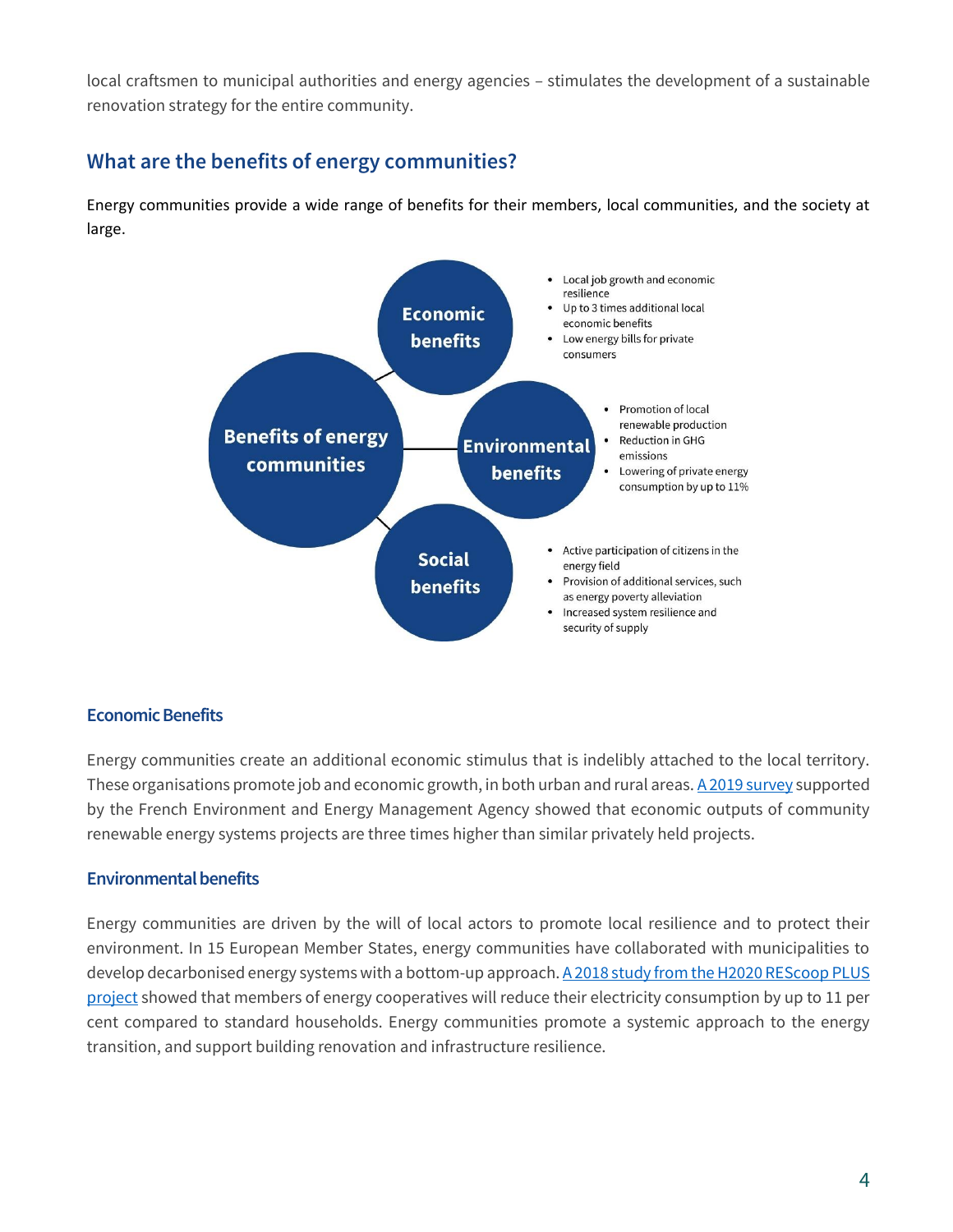local craftsmen to municipal authorities and energy agencies – stimulates the development of a sustainable renovation strategy for the entire community.

## What are the benefits of energy communities?

Energy communities provide a wide range of benefits for their members, local communities, and the society at large.

**Benefits of energy communities**

**Economic benefits**
- Local job growth and economic resilience
- Up to 3 times additional local economic benefits
- Low energy bills for private consumers

**Environmental benefits**
- Promotion of local renewable production
- Reduction in GHG emissions
- Lowering of private energy consumption by up to 11%

**Social benefits**
- Active participation of citizens in the energy field
- Provision of additional services, such as energy poverty alleviation
- Increased system resilience and security of supply

### Economic Benefits

Energy communities create an additional economic stimulus that is indelibly attached to the local territory. These organisations promote job and economic growth, in both urban and rural areas. A 2019 survey supported by the French Environment and Energy Management Agency showed that economic outputs of community renewable energy systems projects are three times higher than similar privately held projects.

### Environmental benefits

Energy communities are driven by the will of local actors to promote local resilience and to protect their environment. In 15 European Member States, energy communities have collaborated with municipalities to develop decarbonised energy systems with a bottom-up approach. A 2018 study from the H2020 REScoop PLUS project showed that members of energy cooperatives will reduce their electricity consumption by up to 11 per cent compared to standard households. Energy communities promote a systemic approach to the energy transition, and support building renovation and infrastructure resilience.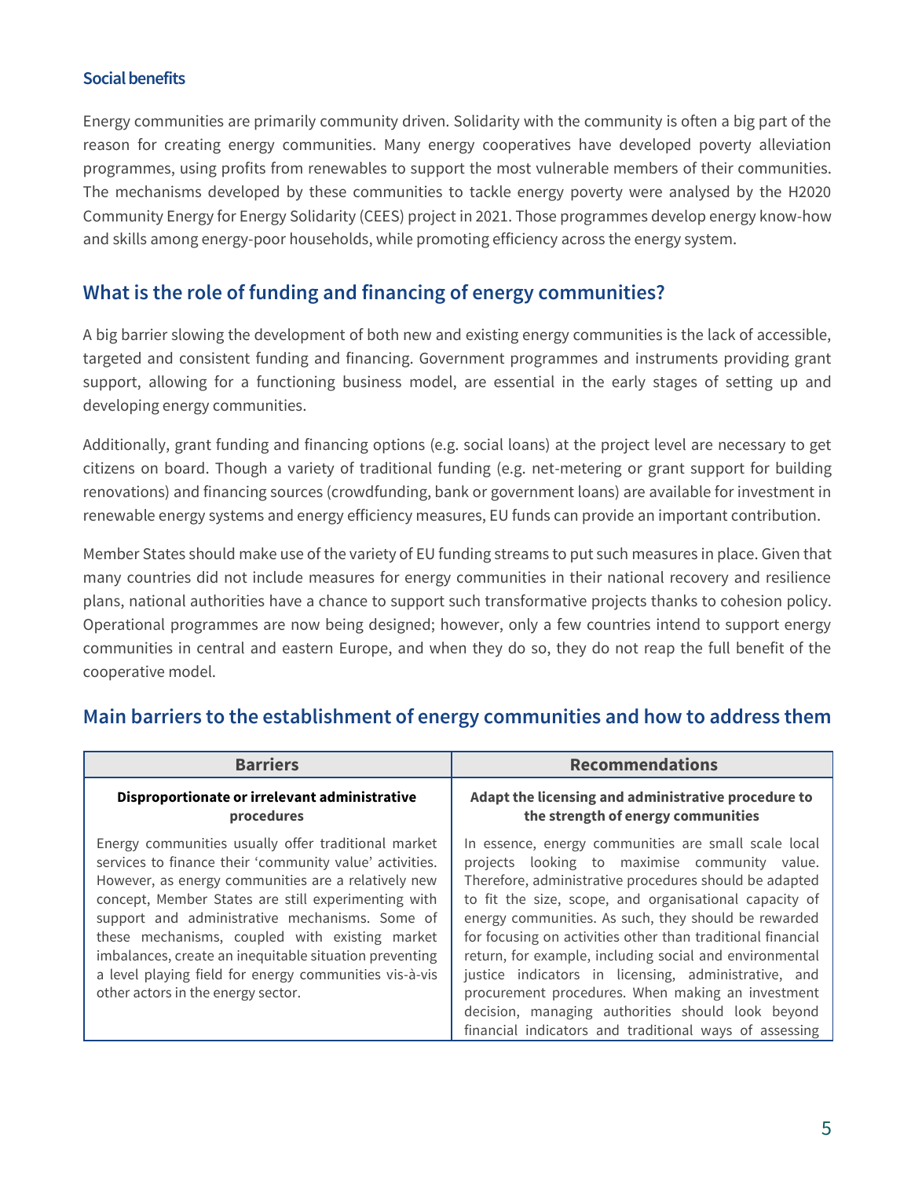### Social benefits

Energy communities are primarily community driven. Solidarity with the community is often a big part of the reason for creating energy communities. Many energy cooperatives have developed poverty alleviation programmes, using profits from renewables to support the most vulnerable members of their communities. The mechanisms developed by these communities to tackle energy poverty were analysed by the H2020 Community Energy for Energy Solidarity (CEES) project in 2021. Those programmes develop energy know-how and skills among energy-poor households, while promoting efficiency across the energy system.

## What is the role of funding and financing of energy communities?

A big barrier slowing the development of both new and existing energy communities is the lack of accessible, targeted and consistent funding and financing. Government programmes and instruments providing grant support, allowing for a functioning business model, are essential in the early stages of setting up and developing energy communities.

Additionally, grant funding and financing options (e.g. social loans) at the project level are necessary to get citizens on board. Though a variety of traditional funding (e.g. net-metering or grant support for building renovations) and financing sources (crowdfunding, bank or government loans) are available for investment in renewable energy systems and energy efficiency measures, EU funds can provide an important contribution.

Member States should make use of the variety of EU funding streams to put such measures in place. Given that many countries did not include measures for energy communities in their national recovery and resilience plans, national authorities have a chance to support such transformative projects thanks to cohesion policy. Operational programmes are now being designed; however, only a few countries intend to support energy communities in central and eastern Europe, and when they do so, they do not reap the full benefit of the cooperative model.

## Main barriers to the establishment of energy communities and how to address them

| Barriers | Recommendations |
|---|---|
| **Disproportionate or irrelevant administrative procedures**<br><br>Energy communities usually offer traditional market services to finance their 'community value' activities. However, as energy communities are a relatively new concept, Member States are still experimenting with support and administrative mechanisms. Some of these mechanisms, coupled with existing market imbalances, create an inequitable situation preventing a level playing field for energy communities vis-à-vis other actors in the energy sector. | **Adapt the licensing and administrative procedure to the strength of energy communities**<br><br>In essence, energy communities are small scale local projects looking to maximise community value. Therefore, administrative procedures should be adapted to fit the size, scope, and organisational capacity of energy communities. As such, they should be rewarded for focusing on activities other than traditional financial return, for example, including social and environmental justice indicators in licensing, administrative, and procurement procedures. When making an investment decision, managing authorities should look beyond financial indicators and traditional ways of assessing |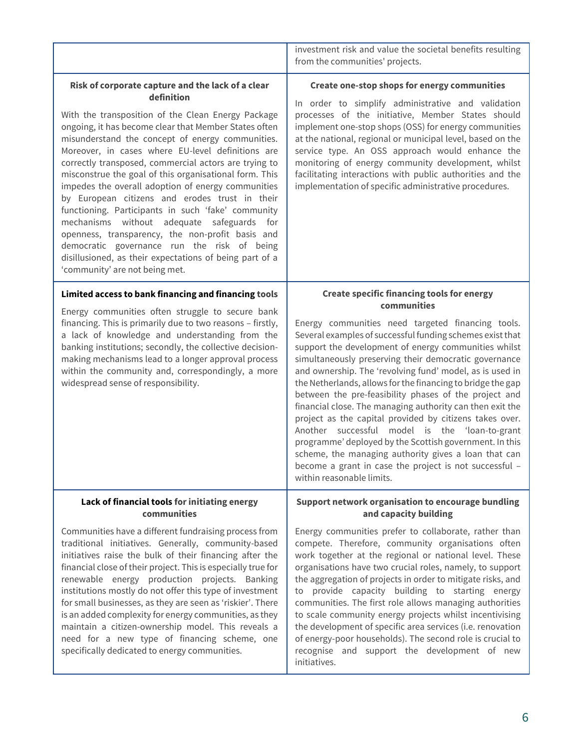| | |
|---|---|
| | investment risk and value the societal benefits resulting from the communities' projects. |
| **Risk of corporate capture and the lack of a clear definition**<br><br>With the transposition of the Clean Energy Package ongoing, it has become clear that Member States often misunderstand the concept of energy communities. Moreover, in cases where EU-level definitions are correctly transposed, commercial actors are trying to misconstrue the goal of this organisational form. This impedes the overall adoption of energy communities by European citizens and erodes trust in their functioning. Participants in such 'fake' community mechanisms without adequate safeguards for openness, transparency, the non-profit basis and democratic governance run the risk of being disillusioned, as their expectations of being part of a 'community' are not being met. | **Create one-stop shops for energy communities**<br><br>In order to simplify administrative and validation processes of the initiative, Member States should implement one-stop shops (OSS) for energy communities at the national, regional or municipal level, based on the service type. An OSS approach would enhance the monitoring of energy community development, whilst facilitating interactions with public authorities and the implementation of specific administrative procedures. |
| **Limited access to bank financing and financing tools**<br><br>Energy communities often struggle to secure bank financing. This is primarily due to two reasons – firstly, a lack of knowledge and understanding from the banking institutions; secondly, the collective decision-making mechanisms lead to a longer approval process within the community and, correspondingly, a more widespread sense of responsibility. | **Create specific financing tools for energy communities**<br><br>Energy communities need targeted financing tools. Several examples of successful funding schemes exist that support the development of energy communities whilst simultaneously preserving their democratic governance and ownership. The 'revolving fund' model, as is used in the Netherlands, allows for the financing to bridge the gap between the pre-feasibility phases of the project and financial close. The managing authority can then exit the project as the capital provided by citizens takes over. Another successful model is the 'loan-to-grant programme' deployed by the Scottish government. In this scheme, the managing authority gives a loan that can become a grant in case the project is not successful – within reasonable limits. |
| **Lack of financial tools for initiating energy communities**<br><br>Communities have a different fundraising process from traditional initiatives. Generally, community-based initiatives raise the bulk of their financing after the financial close of their project. This is especially true for renewable energy production projects. Banking institutions mostly do not offer this type of investment for small businesses, as they are seen as 'riskier'. There is an added complexity for energy communities, as they maintain a citizen-ownership model. This reveals a need for a new type of financing scheme, one specifically dedicated to energy communities. | **Support network organisation to encourage bundling and capacity building**<br><br>Energy communities prefer to collaborate, rather than compete. Therefore, community organisations often work together at the regional or national level. These organisations have two crucial roles, namely, to support the aggregation of projects in order to mitigate risks, and to provide capacity building to starting energy communities. The first role allows managing authorities to scale community energy projects whilst incentivising the development of specific area services (i.e. renovation of energy-poor households). The second role is crucial to recognise and support the development of new initiatives. |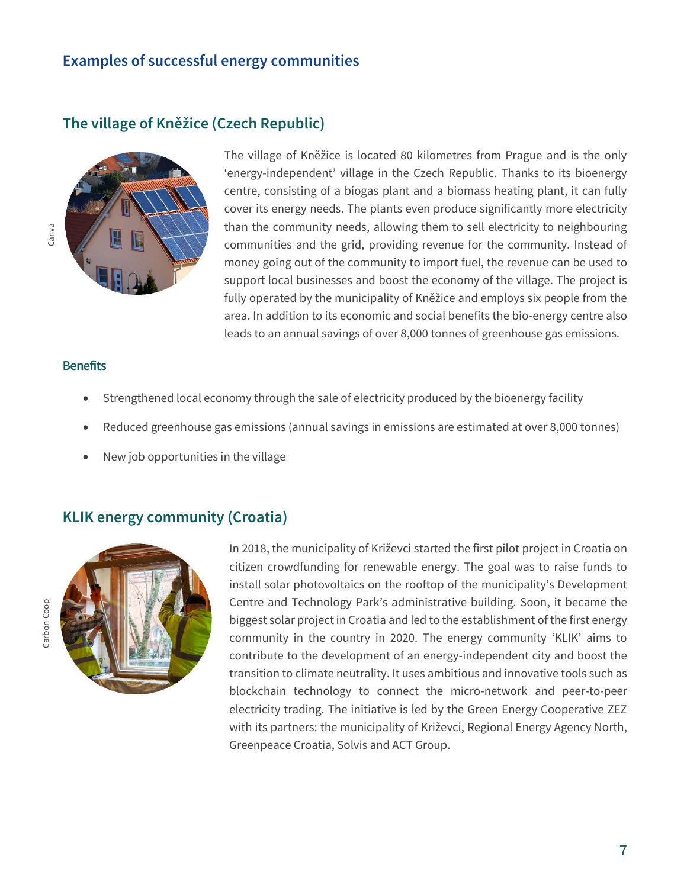## Examples of successful energy communities

### The village of Kněžice (Czech Republic)

The village of Kněžice is located 80 kilometres from Prague and is the only 'energy-independent' village in the Czech Republic. Thanks to its bioenergy centre, consisting of a biogas plant and a biomass heating plant, it can fully cover its energy needs. The plants even produce significantly more electricity than the community needs, allowing them to sell electricity to neighbouring communities and the grid, providing revenue for the community. Instead of money going out of the community to import fuel, the revenue can be used to support local businesses and boost the economy of the village. The project is fully operated by the municipality of Kněžice and employs six people from the area. In addition to its economic and social benefits the bio-energy centre also leads to an annual savings of over 8,000 tonnes of greenhouse gas emissions.

#### Benefits

- Strengthened local economy through the sale of electricity produced by the bioenergy facility
- Reduced greenhouse gas emissions (annual savings in emissions are estimated at over 8,000 tonnes)
- New job opportunities in the village

### KLIK energy community (Croatia)

In 2018, the municipality of Križevci started the first pilot project in Croatia on citizen crowdfunding for renewable energy. The goal was to raise funds to install solar photovoltaics on the rooftop of the municipality's Development Centre and Technology Park's administrative building. Soon, it became the biggest solar project in Croatia and led to the establishment of the first energy community in the country in 2020. The energy community 'KLIK' aims to contribute to the development of an energy-independent city and boost the transition to climate neutrality. It uses ambitious and innovative tools such as blockchain technology to connect the micro-network and peer-to-peer electricity trading. The initiative is led by the Green Energy Cooperative ZEZ with its partners: the municipality of Križevci, Regional Energy Agency North, Greenpeace Croatia, Solvis and ACT Group.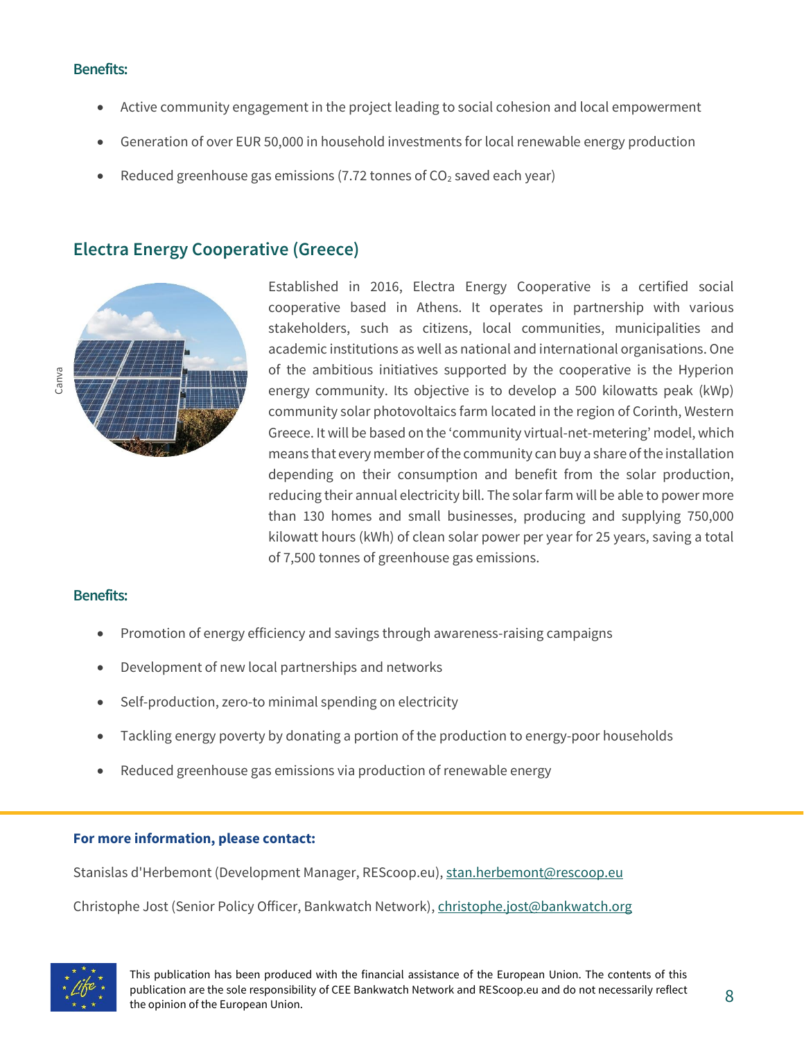**Benefits:**

- Active community engagement in the project leading to social cohesion and local empowerment
- Generation of over EUR 50,000 in household investments for local renewable energy production
- Reduced greenhouse gas emissions (7.72 tonnes of $CO_2$ saved each year)

## Electra Energy Cooperative (Greece)

Canva

Established in 2016, Electra Energy Cooperative is a certified social cooperative based in Athens. It operates in partnership with various stakeholders, such as citizens, local communities, municipalities and academic institutions as well as national and international organisations. One of the ambitious initiatives supported by the cooperative is the Hyperion energy community. Its objective is to develop a 500 kilowatts peak (kWp) community solar photovoltaics farm located in the region of Corinth, Western Greece. It will be based on the 'community virtual-net-metering' model, which means that every member of the community can buy a share of the installation depending on their consumption and benefit from the solar production, reducing their annual electricity bill. The solar farm will be able to power more than 130 homes and small businesses, producing and supplying 750,000 kilowatt hours (kWh) of clean solar power per year for 25 years, saving a total of 7,500 tonnes of greenhouse gas emissions.

**Benefits:**

- Promotion of energy efficiency and savings through awareness-raising campaigns
- Development of new local partnerships and networks
- Self-production, zero-to minimal spending on electricity
- Tackling energy poverty by donating a portion of the production to energy-poor households
- Reduced greenhouse gas emissions via production of renewable energy

**For more information, please contact:**

Stanislas d'Herbemont (Development Manager, REScoop.eu), stan.herbemont@rescoop.eu

Christophe Jost (Senior Policy Officer, Bankwatch Network), christophe.jost@bankwatch.org

This publication has been produced with the financial assistance of the European Union. The contents of this publication are the sole responsibility of CEE Bankwatch Network and REScoop.eu and do not necessarily reflect the opinion of the European Union.